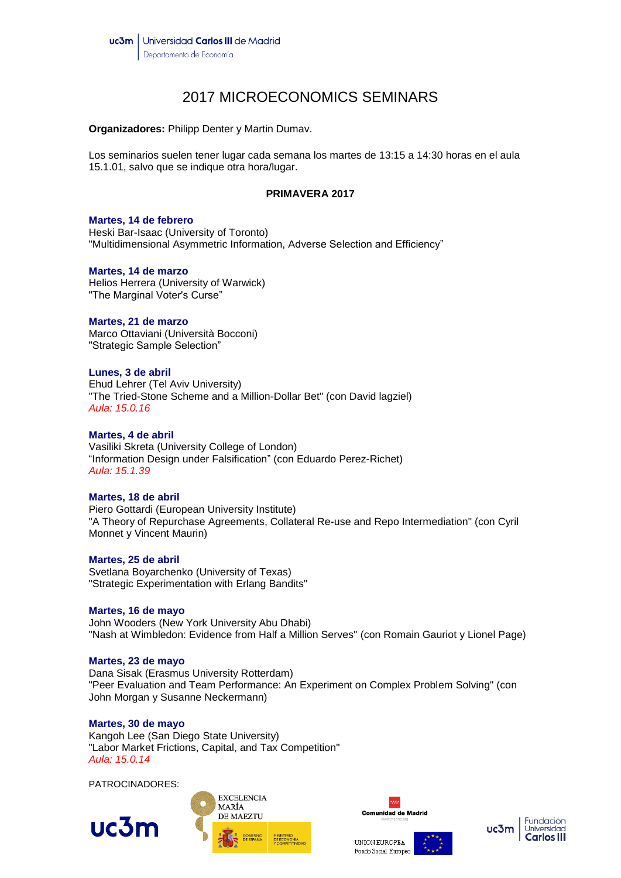uc3m | Universidad Carlos III de Madrid
Departamento de Economía

# 2017 MICROECONOMICS SEMINARS

**Organizadores:** Philipp Denter y Martin Dumav.

Los seminarios suelen tener lugar cada semana los martes de 13:15 a 14:30 horas en el aula 15.1.01, salvo que se indique otra hora/lugar.

## PRIMAVERA 2017

**Martes, 14 de febrero**
Heski Bar-Isaac (University of Toronto)
"Multidimensional Asymmetric Information, Adverse Selection and Efficiency"

**Martes, 14 de marzo**
Helios Herrera (University of Warwick)
"The Marginal Voter's Curse"

**Martes, 21 de marzo**
Marco Ottaviani (Università Bocconi)
"Strategic Sample Selection"

**Lunes, 3 de abril**
Ehud Lehrer (Tel Aviv University)
"The Tried-Stone Scheme and a Million-Dollar Bet" (con David lagziel)
*Aula: 15.0.16*

**Martes, 4 de abril**
Vasiliki Skreta (University College of London)
"Information Design under Falsification" (con Eduardo Perez-Richet)
*Aula: 15.1.39*

**Martes, 18 de abril**
Piero Gottardi (European University Institute)
"A Theory of Repurchase Agreements, Collateral Re-use and Repo Intermediation" (con Cyril Monnet y Vincent Maurin)

**Martes, 25 de abril**
Svetlana Boyarchenko (University of Texas)
"Strategic Experimentation with Erlang Bandits"

**Martes, 16 de mayo**
John Wooders (New York University Abu Dhabi)
"Nash at Wimbledon: Evidence from Half a Million Serves" (con Romain Gauriot y Lionel Page)

**Martes, 23 de mayo**
Dana Sisak (Erasmus University Rotterdam)
"Peer Evaluation and Team Performance: An Experiment on Complex Problem Solving" (con John Morgan y Susanne Neckermann)

**Martes, 30 de mayo**
Kangoh Lee (San Diego State University)
"Labor Market Frictions, Capital, and Tax Competition"
*Aula: 15.0.14*

PATROCINADORES:

uc3m | EXCELENCIA MARÍA DE MAEZTU — GOBIERNO DE ESPAÑA — MINISTERIO DE ECONOMÍA Y COMPETITIVIDAD | Comunidad de Madrid — UNION EUROPEA Fondo Social Europeo | uc3m Fundación Universidad Carlos III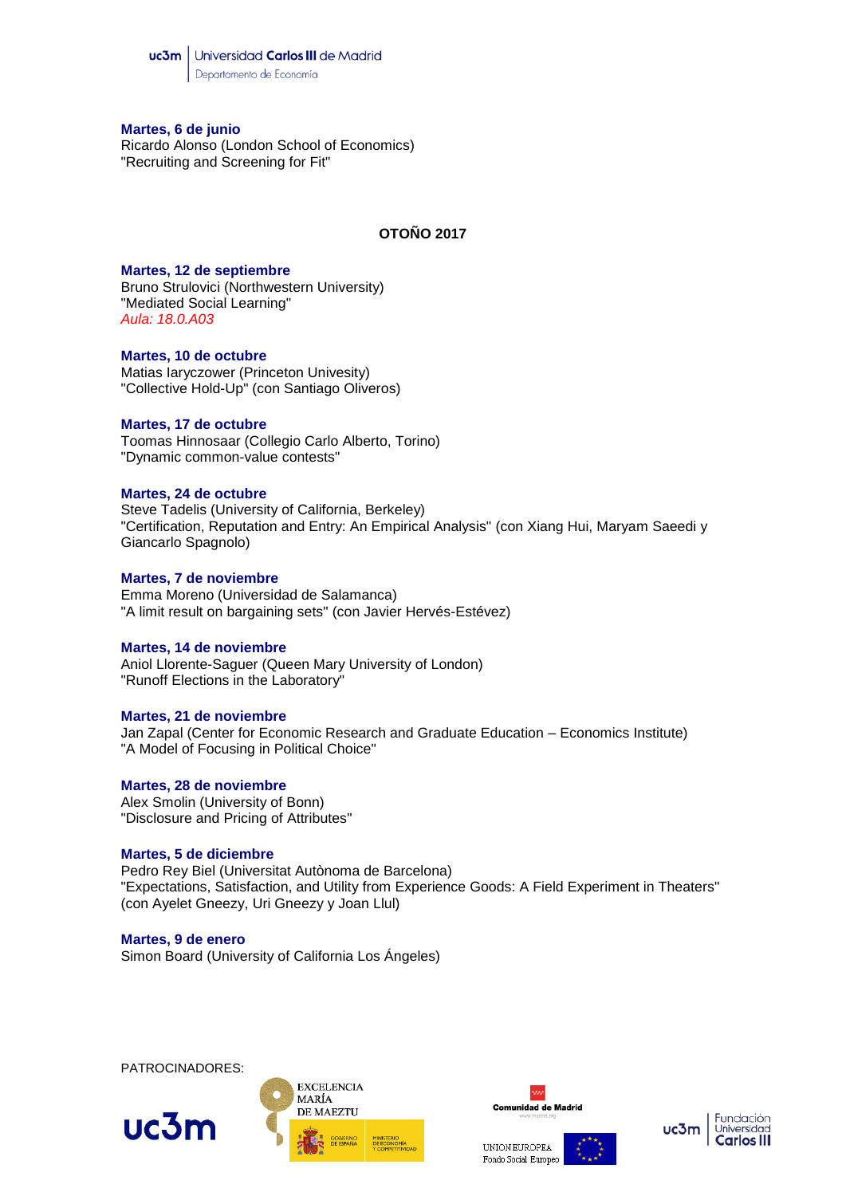**Martes, 6 de junio**
Ricardo Alonso (London School of Economics)
"Recruiting and Screening for Fit"

## OTOÑO 2017

**Martes, 12 de septiembre**
Bruno Strulovici (Northwestern University)
"Mediated Social Learning"
*Aula: 18.0.A03*

**Martes, 10 de octubre**
Matias Iaryczower (Princeton Univesity)
"Collective Hold-Up" (con Santiago Oliveros)

**Martes, 17 de octubre**
Toomas Hinnosaar (Collegio Carlo Alberto, Torino)
"Dynamic common-value contests"

**Martes, 24 de octubre**
Steve Tadelis (University of California, Berkeley)
"Certification, Reputation and Entry: An Empirical Analysis" (con Xiang Hui, Maryam Saeedi y Giancarlo Spagnolo)

**Martes, 7 de noviembre**
Emma Moreno (Universidad de Salamanca)
"A limit result on bargaining sets" (con Javier Hervés-Estévez)

**Martes, 14 de noviembre**
Aniol Llorente-Saguer (Queen Mary University of London)
"Runoff Elections in the Laboratory"

**Martes, 21 de noviembre**
Jan Zapal (Center for Economic Research and Graduate Education – Economics Institute)
"A Model of Focusing in Political Choice"

**Martes, 28 de noviembre**
Alex Smolin (University of Bonn)
"Disclosure and Pricing of Attributes"

**Martes, 5 de diciembre**
Pedro Rey Biel (Universitat Autònoma de Barcelona)
"Expectations, Satisfaction, and Utility from Experience Goods: A Field Experiment in Theaters" (con Ayelet Gneezy, Uri Gneezy y Joan Llul)

**Martes, 9 de enero**
Simon Board (University of California Los Ángeles)

PATROCINADORES: